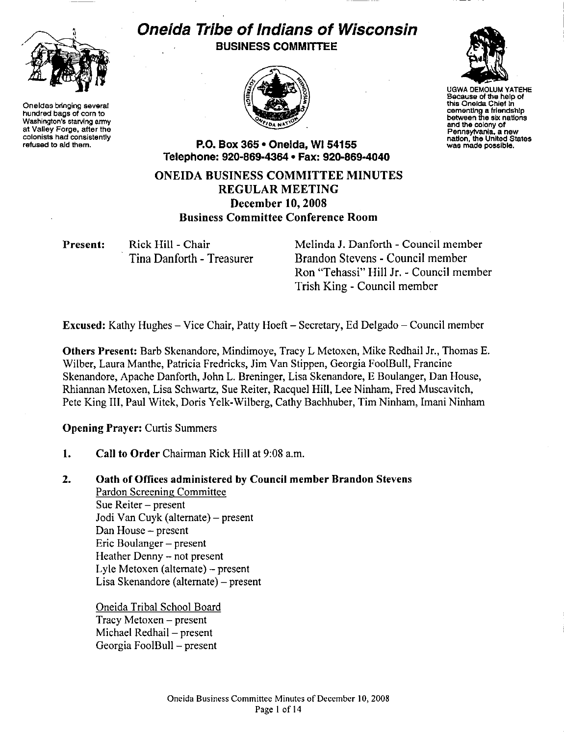# Oneida Tribe of Indians of Wisconsin

**BUSINESS COMMITTEE**

Oneidas bringing several hundred bags of corn to Washington's starving army at Valley Forge, after the colonists had consistently refused to aid them.

UGWA DEMOLUM YATEHE
Because of the help of this Oneida Chief in cementing a friendship between the six nations and the colony of Pennsylvania, a new nation, the United States was made possible.

**P.O. Box 365 • Oneida, WI 54155**
**Telephone: 920-869-4364 • Fax: 920-869-4040**

## ONEIDA BUSINESS COMMITTEE MINUTES
## REGULAR MEETING
## December 10, 2008
## Business Committee Conference Room

**Present:** Rick Hill - Chair
Tina Danforth - Treasurer
Melinda J. Danforth - Council member
Brandon Stevens - Council member
Ron "Tehassi" Hill Jr. - Council member
Trish King - Council member

**Excused:** Kathy Hughes – Vice Chair, Patty Hoeft – Secretary, Ed Delgado – Council member

**Others Present:** Barb Skenandore, Mindimoye, Tracy L Metoxen, Mike Redhail Jr., Thomas E. Wilber, Laura Manthe, Patricia Fredricks, Jim Van Stippen, Georgia FoolBull, Francine Skenandore, Apache Danforth, John L. Breninger, Lisa Skenandore, E Boulanger, Dan House, Rhiannan Metoxen, Lisa Schwartz, Sue Reiter, Racquel Hill, Lee Ninham, Fred Muscavitch, Pete King III, Paul Witek, Doris Yelk-Wilberg, Cathy Bachhuber, Tim Ninham, Imani Ninham

**Opening Prayer:** Curtis Summers

1. **Call to Order** Chairman Rick Hill at 9:08 a.m.

2. **Oath of Offices administered by Council member Brandon Stevens**

   Pardon Screening Committee
   Sue Reiter – present
   Jodi Van Cuyk (alternate) – present
   Dan House – present
   Eric Boulanger – present
   Heather Denny – not present
   Lyle Metoxen (alternate) – present
   Lisa Skenandore (alternate) – present

   Oneida Tribal School Board
   Tracy Metoxen – present
   Michael Redhail – present
   Georgia FoolBull – present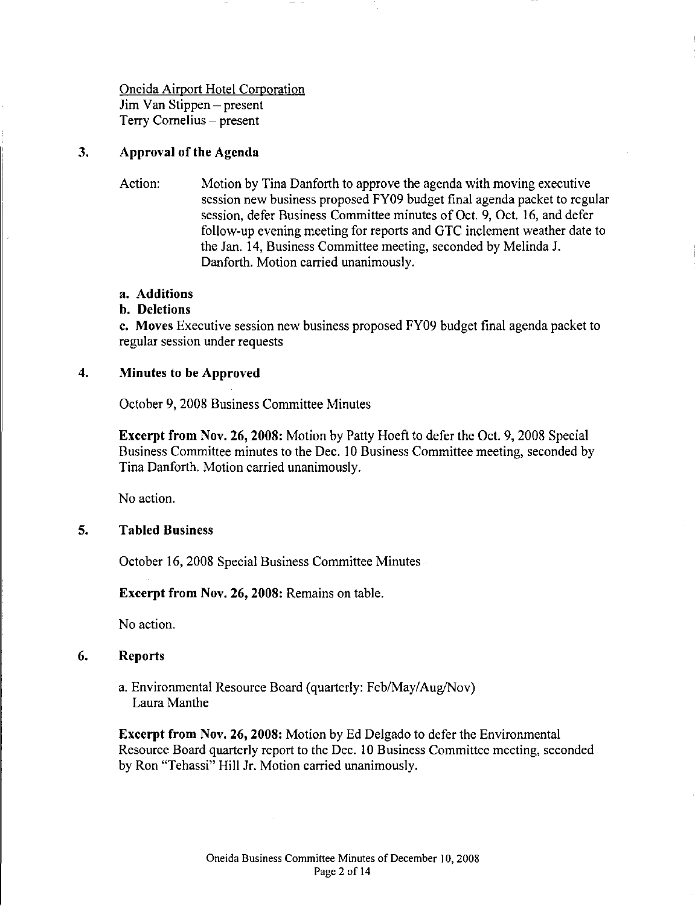Oneida Airport Hotel Corporation
Jim Van Stippen – present
Terry Cornelius – present

## 3. Approval of the Agenda

Action: Motion by Tina Danforth to approve the agenda with moving executive session new business proposed FY09 budget final agenda packet to regular session, defer Business Committee minutes of Oct. 9, Oct. 16, and defer follow-up evening meeting for reports and GTC inclement weather date to the Jan. 14, Business Committee meeting, seconded by Melinda J. Danforth. Motion carried unanimously.

**a. Additions**

**b. Deletions**

**c. Moves** Executive session new business proposed FY09 budget final agenda packet to regular session under requests

## 4. Minutes to be Approved

October 9, 2008 Business Committee Minutes

**Excerpt from Nov. 26, 2008:** Motion by Patty Hoeft to defer the Oct. 9, 2008 Special Business Committee minutes to the Dec. 10 Business Committee meeting, seconded by Tina Danforth. Motion carried unanimously.

No action.

## 5. Tabled Business

October 16, 2008 Special Business Committee Minutes

**Excerpt from Nov. 26, 2008:** Remains on table.

No action.

## 6. Reports

a. Environmental Resource Board (quarterly: Feb/May/Aug/Nov)
Laura Manthe

**Excerpt from Nov. 26, 2008:** Motion by Ed Delgado to defer the Environmental Resource Board quarterly report to the Dec. 10 Business Committee meeting, seconded by Ron "Tehassi" Hill Jr. Motion carried unanimously.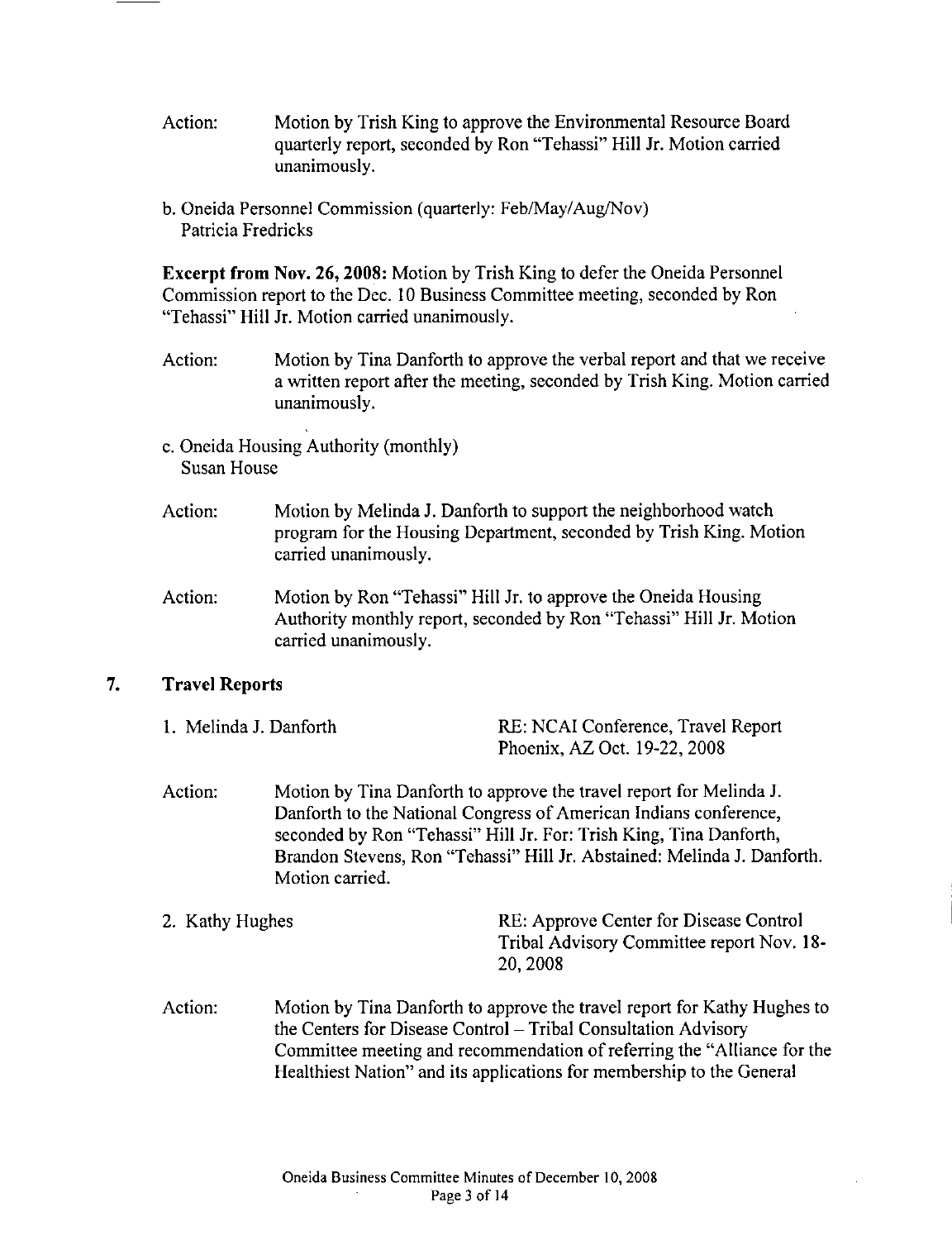Action: Motion by Trish King to approve the Environmental Resource Board quarterly report, seconded by Ron "Tehassi" Hill Jr. Motion carried unanimously.

b. Oneida Personnel Commission (quarterly: Feb/May/Aug/Nov)
Patricia Fredricks

**Excerpt from Nov. 26, 2008:** Motion by Trish King to defer the Oneida Personnel Commission report to the Dec. 10 Business Committee meeting, seconded by Ron "Tehassi" Hill Jr. Motion carried unanimously.

Action: Motion by Tina Danforth to approve the verbal report and that we receive a written report after the meeting, seconded by Trish King. Motion carried unanimously.

c. Oneida Housing Authority (monthly)
Susan House

Action: Motion by Melinda J. Danforth to support the neighborhood watch program for the Housing Department, seconded by Trish King. Motion carried unanimously.

Action: Motion by Ron "Tehassi" Hill Jr. to approve the Oneida Housing Authority monthly report, seconded by Ron "Tehassi" Hill Jr. Motion carried unanimously.

## 7. Travel Reports

1. Melinda J. Danforth — RE: NCAI Conference, Travel Report Phoenix, AZ Oct. 19-22, 2008

Action: Motion by Tina Danforth to approve the travel report for Melinda J. Danforth to the National Congress of American Indians conference, seconded by Ron "Tehassi" Hill Jr. For: Trish King, Tina Danforth, Brandon Stevens, Ron "Tehassi" Hill Jr. Abstained: Melinda J. Danforth. Motion carried.

2. Kathy Hughes — RE: Approve Center for Disease Control Tribal Advisory Committee report Nov. 18-20, 2008

Action: Motion by Tina Danforth to approve the travel report for Kathy Hughes to the Centers for Disease Control – Tribal Consultation Advisory Committee meeting and recommendation of referring the "Alliance for the Healthiest Nation" and its applications for membership to the General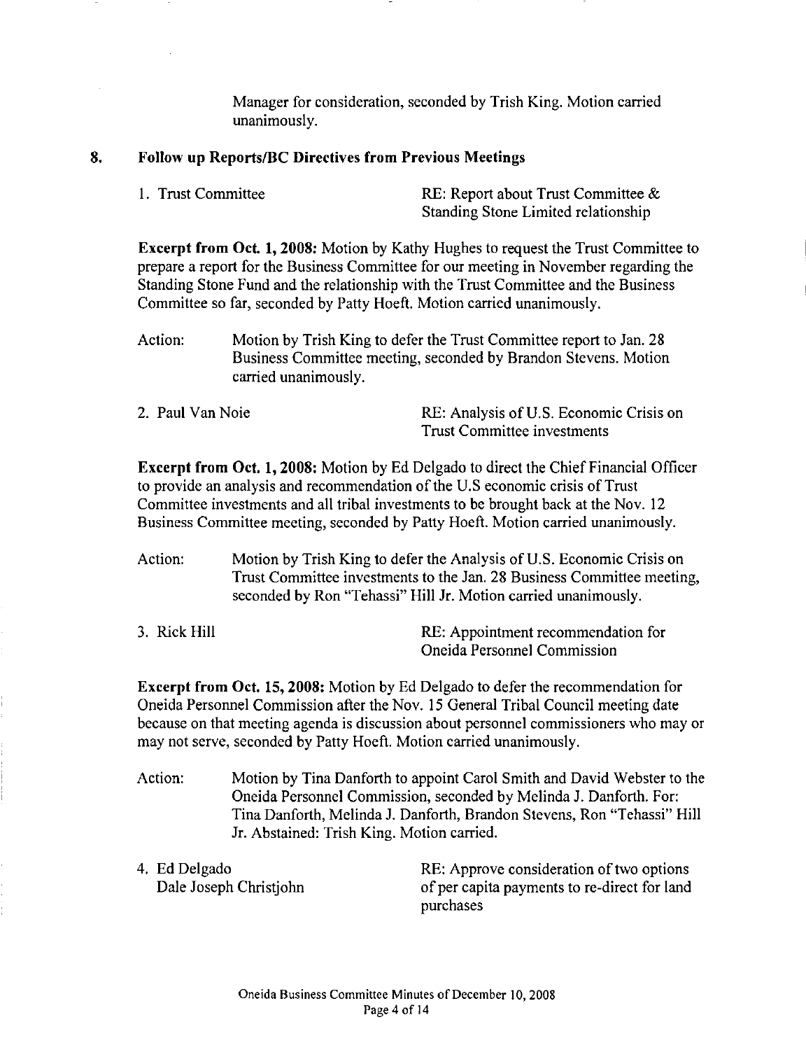Manager for consideration, seconded by Trish King. Motion carried unanimously.

## 8. Follow up Reports/BC Directives from Previous Meetings

1. Trust Committee — RE: Report about Trust Committee & Standing Stone Limited relationship

**Excerpt from Oct. 1, 2008:** Motion by Kathy Hughes to request the Trust Committee to prepare a report for the Business Committee for our meeting in November regarding the Standing Stone Fund and the relationship with the Trust Committee and the Business Committee so far, seconded by Patty Hoeft. Motion carried unanimously.

Action: Motion by Trish King to defer the Trust Committee report to Jan. 28 Business Committee meeting, seconded by Brandon Stevens. Motion carried unanimously.

2. Paul Van Noie — RE: Analysis of U.S. Economic Crisis on Trust Committee investments

**Excerpt from Oct. 1, 2008:** Motion by Ed Delgado to direct the Chief Financial Officer to provide an analysis and recommendation of the U.S economic crisis of Trust Committee investments and all tribal investments to be brought back at the Nov. 12 Business Committee meeting, seconded by Patty Hoeft. Motion carried unanimously.

Action: Motion by Trish King to defer the Analysis of U.S. Economic Crisis on Trust Committee investments to the Jan. 28 Business Committee meeting, seconded by Ron "Tehassi" Hill Jr. Motion carried unanimously.

3. Rick Hill — RE: Appointment recommendation for Oneida Personnel Commission

**Excerpt from Oct. 15, 2008:** Motion by Ed Delgado to defer the recommendation for Oneida Personnel Commission after the Nov. 15 General Tribal Council meeting date because on that meeting agenda is discussion about personnel commissioners who may or may not serve, seconded by Patty Hoeft. Motion carried unanimously.

Action: Motion by Tina Danforth to appoint Carol Smith and David Webster to the Oneida Personnel Commission, seconded by Melinda J. Danforth. For: Tina Danforth, Melinda J. Danforth, Brandon Stevens, Ron "Tehassi" Hill Jr. Abstained: Trish King. Motion carried.

4. Ed Delgado, Dale Joseph Christjohn — RE: Approve consideration of two options of per capita payments to re-direct for land purchases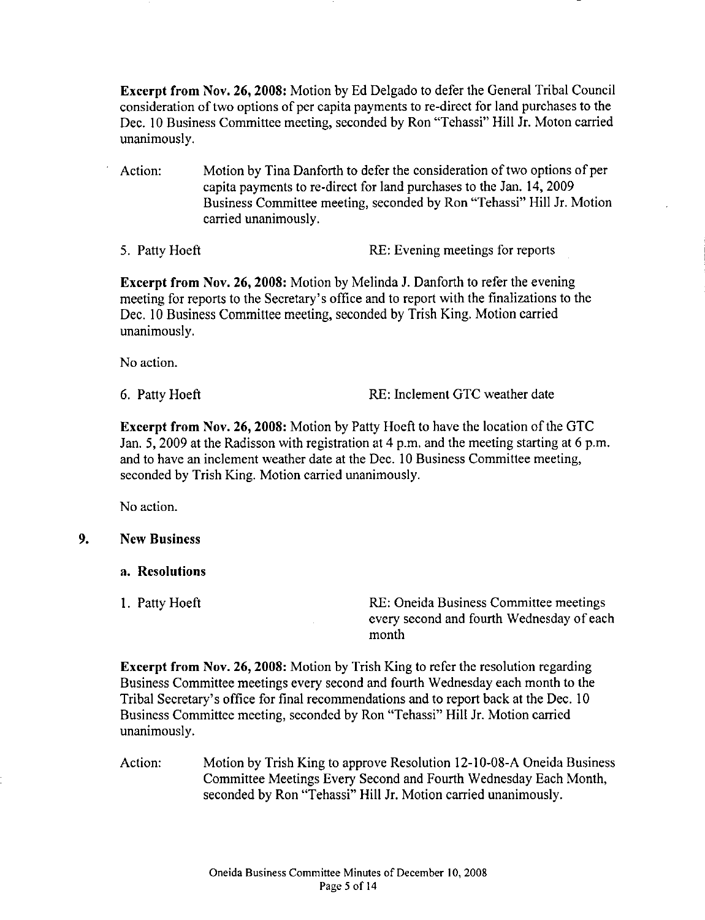**Excerpt from Nov. 26, 2008:** Motion by Ed Delgado to defer the General Tribal Council consideration of two options of per capita payments to re-direct for land purchases to the Dec. 10 Business Committee meeting, seconded by Ron "Tehassi" Hill Jr. Moton carried unanimously.

Action: Motion by Tina Danforth to defer the consideration of two options of per capita payments to re-direct for land purchases to the Jan. 14, 2009 Business Committee meeting, seconded by Ron "Tehassi" Hill Jr. Motion carried unanimously.

5. Patty Hoeft — RE: Evening meetings for reports

**Excerpt from Nov. 26, 2008:** Motion by Melinda J. Danforth to refer the evening meeting for reports to the Secretary's office and to report with the finalizations to the Dec. 10 Business Committee meeting, seconded by Trish King. Motion carried unanimously.

No action.

6. Patty Hoeft — RE: Inclement GTC weather date

**Excerpt from Nov. 26, 2008:** Motion by Patty Hoeft to have the location of the GTC Jan. 5, 2009 at the Radisson with registration at 4 p.m. and the meeting starting at 6 p.m. and to have an inclement weather date at the Dec. 10 Business Committee meeting, seconded by Trish King. Motion carried unanimously.

No action.

## 9. New Business

### a. Resolutions

1. Patty Hoeft — RE: Oneida Business Committee meetings every second and fourth Wednesday of each month

**Excerpt from Nov. 26, 2008:** Motion by Trish King to refer the resolution regarding Business Committee meetings every second and fourth Wednesday each month to the Tribal Secretary's office for final recommendations and to report back at the Dec. 10 Business Committee meeting, seconded by Ron "Tehassi" Hill Jr. Motion carried unanimously.

Action: Motion by Trish King to approve Resolution 12-10-08-A Oneida Business Committee Meetings Every Second and Fourth Wednesday Each Month, seconded by Ron "Tehassi" Hill Jr. Motion carried unanimously.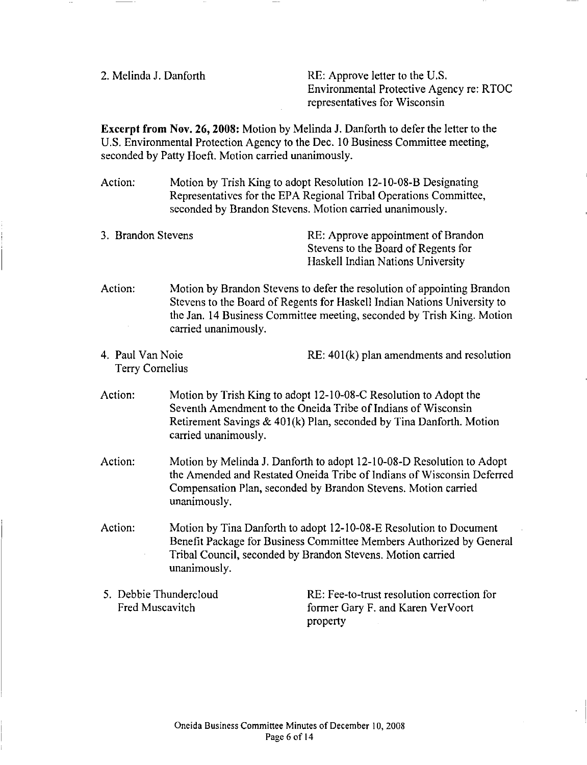2. Melinda J. Danforth — RE: Approve letter to the U.S. Environmental Protective Agency re: RTOC representatives for Wisconsin

**Excerpt from Nov. 26, 2008:** Motion by Melinda J. Danforth to defer the letter to the U.S. Environmental Protection Agency to the Dec. 10 Business Committee meeting, seconded by Patty Hoeft. Motion carried unanimously.

Action: Motion by Trish King to adopt Resolution 12-10-08-B Designating Representatives for the EPA Regional Tribal Operations Committee, seconded by Brandon Stevens. Motion carried unanimously.

3. Brandon Stevens — RE: Approve appointment of Brandon Stevens to the Board of Regents for Haskell Indian Nations University

Action: Motion by Brandon Stevens to defer the resolution of appointing Brandon Stevens to the Board of Regents for Haskell Indian Nations University to the Jan. 14 Business Committee meeting, seconded by Trish King. Motion carried unanimously.

4. Paul Van Noie, Terry Cornelius — RE: 401(k) plan amendments and resolution

Action: Motion by Trish King to adopt 12-10-08-C Resolution to Adopt the Seventh Amendment to the Oneida Tribe of Indians of Wisconsin Retirement Savings & 401(k) Plan, seconded by Tina Danforth. Motion carried unanimously.

Action: Motion by Melinda J. Danforth to adopt 12-10-08-D Resolution to Adopt the Amended and Restated Oneida Tribe of Indians of Wisconsin Deferred Compensation Plan, seconded by Brandon Stevens. Motion carried unanimously.

Action: Motion by Tina Danforth to adopt 12-10-08-E Resolution to Document Benefit Package for Business Committee Members Authorized by General Tribal Council, seconded by Brandon Stevens. Motion carried unanimously.

5. Debbie Thundercloud, Fred Muscavitch — RE: Fee-to-trust resolution correction for former Gary F. and Karen VerVoort property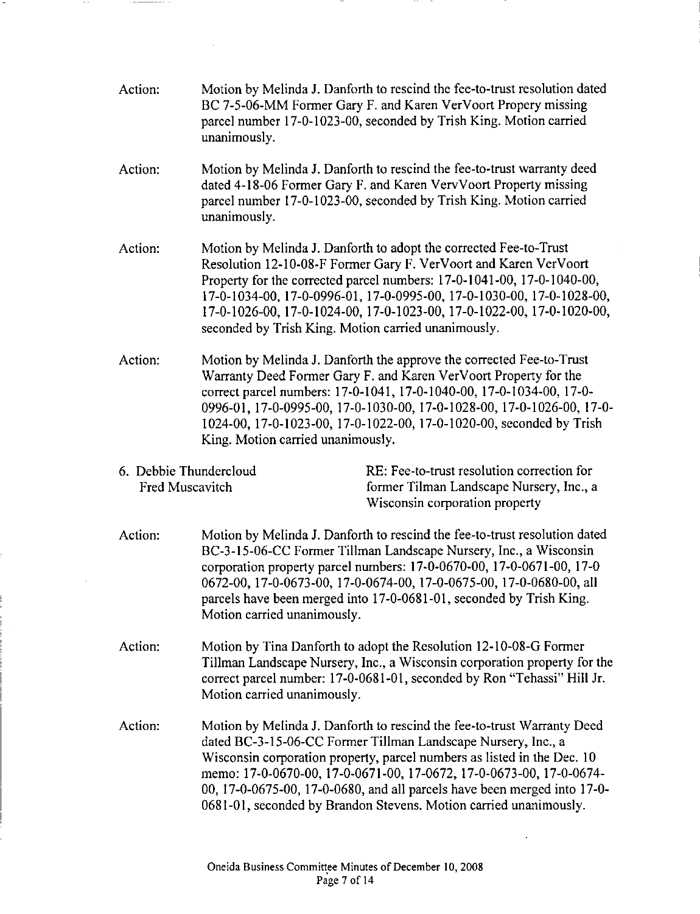Action: Motion by Melinda J. Danforth to rescind the fee-to-trust resolution dated BC 7-5-06-MM Former Gary F. and Karen VerVoort Propery missing parcel number 17-0-1023-00, seconded by Trish King. Motion carried unanimously.

Action: Motion by Melinda J. Danforth to rescind the fee-to-trust warranty deed dated 4-18-06 Former Gary F. and Karen VervVoort Property missing parcel number 17-0-1023-00, seconded by Trish King. Motion carried unanimously.

Action: Motion by Melinda J. Danforth to adopt the corrected Fee-to-Trust Resolution 12-10-08-F Former Gary F. VerVoort and Karen VerVoort Property for the corrected parcel numbers: 17-0-1041-00, 17-0-1040-00, 17-0-1034-00, 17-0-0996-01, 17-0-0995-00, 17-0-1030-00, 17-0-1028-00, 17-0-1026-00, 17-0-1024-00, 17-0-1023-00, 17-0-1022-00, 17-0-1020-00, seconded by Trish King. Motion carried unanimously.

Action: Motion by Melinda J. Danforth the approve the corrected Fee-to-Trust Warranty Deed Former Gary F. and Karen VerVoort Property for the correct parcel numbers: 17-0-1041, 17-0-1040-00, 17-0-1034-00, 17-0-0996-01, 17-0-0995-00, 17-0-1030-00, 17-0-1028-00, 17-0-1026-00, 17-0-1024-00, 17-0-1023-00, 17-0-1022-00, 17-0-1020-00, seconded by Trish King. Motion carried unanimously.

6. Debbie Thundercloud
   Fred Muscavitch

   RE: Fee-to-trust resolution correction for former Tilman Landscape Nursery, Inc., a Wisconsin corporation property

Action: Motion by Melinda J. Danforth to rescind the fee-to-trust resolution dated BC-3-15-06-CC Former Tillman Landscape Nursery, Inc., a Wisconsin corporation property parcel numbers: 17-0-0670-00, 17-0-0671-00, 17-0 0672-00, 17-0-0673-00, 17-0-0674-00, 17-0-0675-00, 17-0-0680-00, all parcels have been merged into 17-0-0681-01, seconded by Trish King. Motion carried unanimously.

Action: Motion by Tina Danforth to adopt the Resolution 12-10-08-G Former Tillman Landscape Nursery, Inc., a Wisconsin corporation property for the correct parcel number: 17-0-0681-01, seconded by Ron "Tehassi" Hill Jr. Motion carried unanimously.

Action: Motion by Melinda J. Danforth to rescind the fee-to-trust Warranty Deed dated BC-3-15-06-CC Former Tillman Landscape Nursery, Inc., a Wisconsin corporation property, parcel numbers as listed in the Dec. 10 memo: 17-0-0670-00, 17-0-0671-00, 17-0672, 17-0-0673-00, 17-0-0674-00, 17-0-0675-00, 17-0-0680, and all parcels have been merged into 17-0-0681-01, seconded by Brandon Stevens. Motion carried unanimously.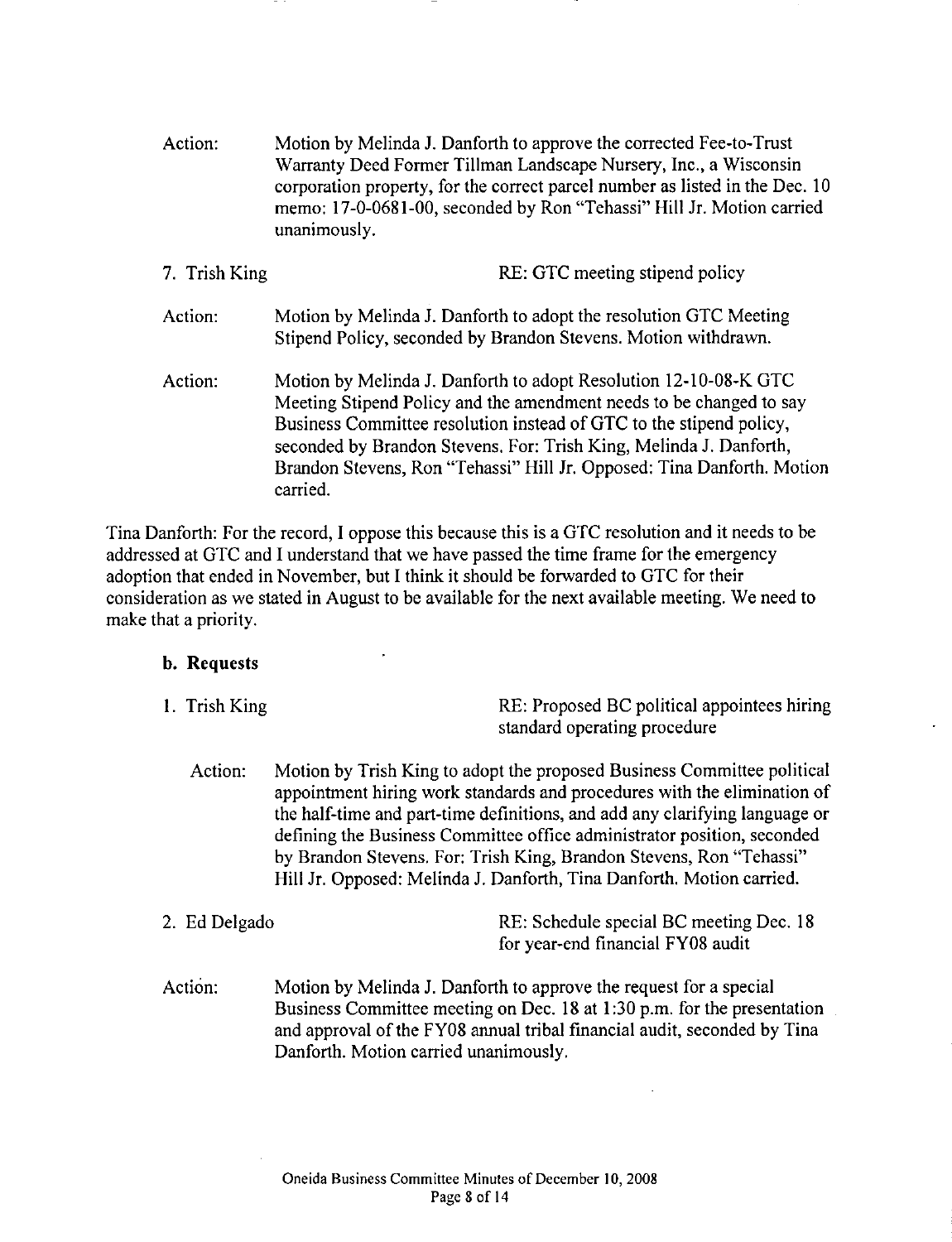Action: Motion by Melinda J. Danforth to approve the corrected Fee-to-Trust Warranty Deed Former Tillman Landscape Nursery, Inc., a Wisconsin corporation property, for the correct parcel number as listed in the Dec. 10 memo: 17-0-0681-00, seconded by Ron "Tehassi" Hill Jr. Motion carried unanimously.

7. Trish King RE: GTC meeting stipend policy

Action: Motion by Melinda J. Danforth to adopt the resolution GTC Meeting Stipend Policy, seconded by Brandon Stevens. Motion withdrawn.

Action: Motion by Melinda J. Danforth to adopt Resolution 12-10-08-K GTC Meeting Stipend Policy and the amendment needs to be changed to say Business Committee resolution instead of GTC to the stipend policy, seconded by Brandon Stevens. For: Trish King, Melinda J. Danforth, Brandon Stevens, Ron "Tehassi" Hill Jr. Opposed: Tina Danforth. Motion carried.

Tina Danforth: For the record, I oppose this because this is a GTC resolution and it needs to be addressed at GTC and I understand that we have passed the time frame for the emergency adoption that ended in November, but I think it should be forwarded to GTC for their consideration as we stated in August to be available for the next available meeting. We need to make that a priority.

**b. Requests**

1. Trish King RE: Proposed BC political appointees hiring standard operating procedure

Action: Motion by Trish King to adopt the proposed Business Committee political appointment hiring work standards and procedures with the elimination of the half-time and part-time definitions, and add any clarifying language or defining the Business Committee office administrator position, seconded by Brandon Stevens. For: Trish King, Brandon Stevens, Ron "Tehassi" Hill Jr. Opposed: Melinda J. Danforth, Tina Danforth. Motion carried.

2. Ed Delgado RE: Schedule special BC meeting Dec. 18 for year-end financial FY08 audit

Action: Motion by Melinda J. Danforth to approve the request for a special Business Committee meeting on Dec. 18 at 1:30 p.m. for the presentation and approval of the FY08 annual tribal financial audit, seconded by Tina Danforth. Motion carried unanimously.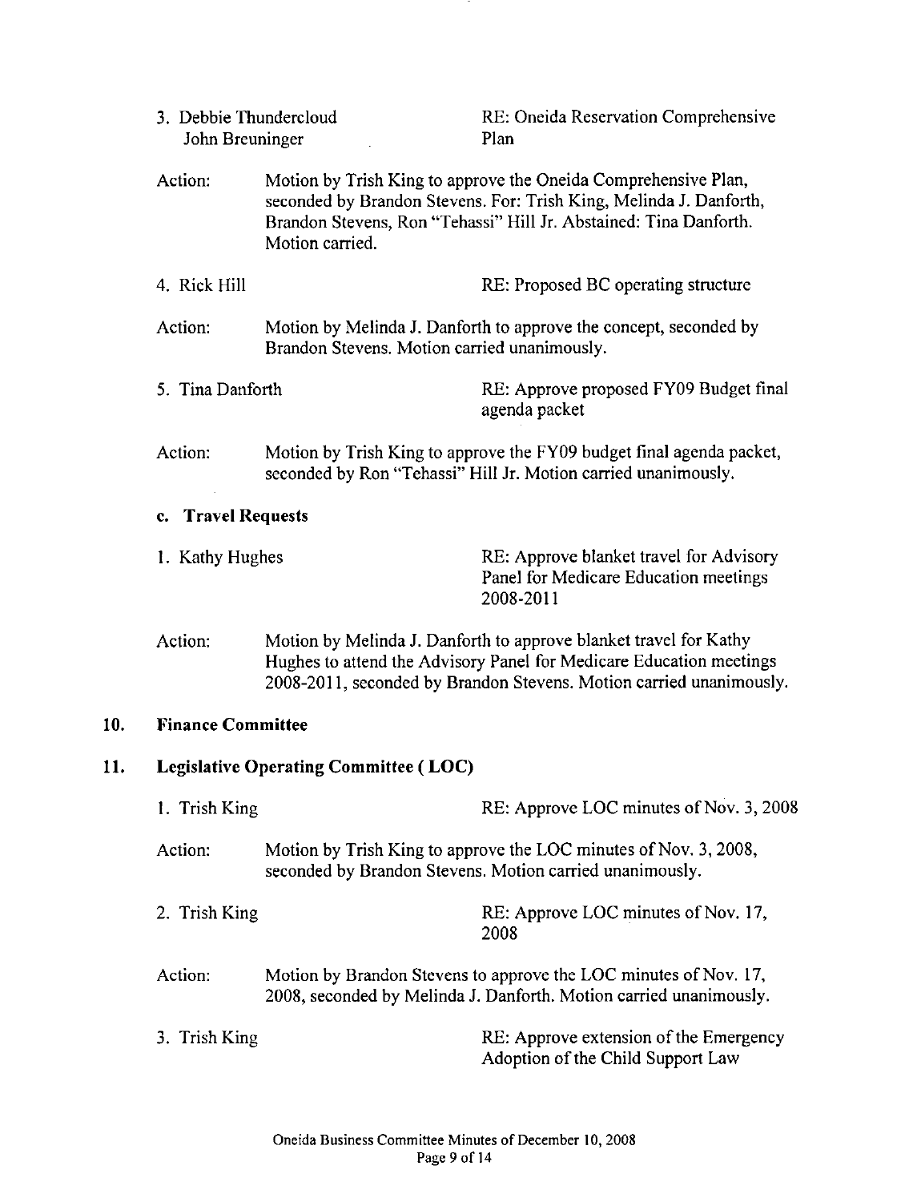3. Debbie Thundercloud
John Breuninger

RE: Oneida Reservation Comprehensive Plan

Action: Motion by Trish King to approve the Oneida Comprehensive Plan, seconded by Brandon Stevens. For: Trish King, Melinda J. Danforth, Brandon Stevens, Ron "Tehassi" Hill Jr. Abstained: Tina Danforth. Motion carried.

4. Rick Hill

RE: Proposed BC operating structure

Action: Motion by Melinda J. Danforth to approve the concept, seconded by Brandon Stevens. Motion carried unanimously.

5. Tina Danforth

RE: Approve proposed FY09 Budget final agenda packet

Action: Motion by Trish King to approve the FY09 budget final agenda packet, seconded by Ron "Tehassi" Hill Jr. Motion carried unanimously.

**c. Travel Requests**

1. Kathy Hughes

RE: Approve blanket travel for Advisory Panel for Medicare Education meetings 2008-2011

Action: Motion by Melinda J. Danforth to approve blanket travel for Kathy Hughes to attend the Advisory Panel for Medicare Education meetings 2008-2011, seconded by Brandon Stevens. Motion carried unanimously.

## 10. Finance Committee

## 11. Legislative Operating Committee ( LOC)

1. Trish King

RE: Approve LOC minutes of Nov. 3, 2008

Action: Motion by Trish King to approve the LOC minutes of Nov. 3, 2008, seconded by Brandon Stevens. Motion carried unanimously.

2. Trish King

RE: Approve LOC minutes of Nov. 17, 2008

Action: Motion by Brandon Stevens to approve the LOC minutes of Nov. 17, 2008, seconded by Melinda J. Danforth. Motion carried unanimously.

3. Trish King

RE: Approve extension of the Emergency Adoption of the Child Support Law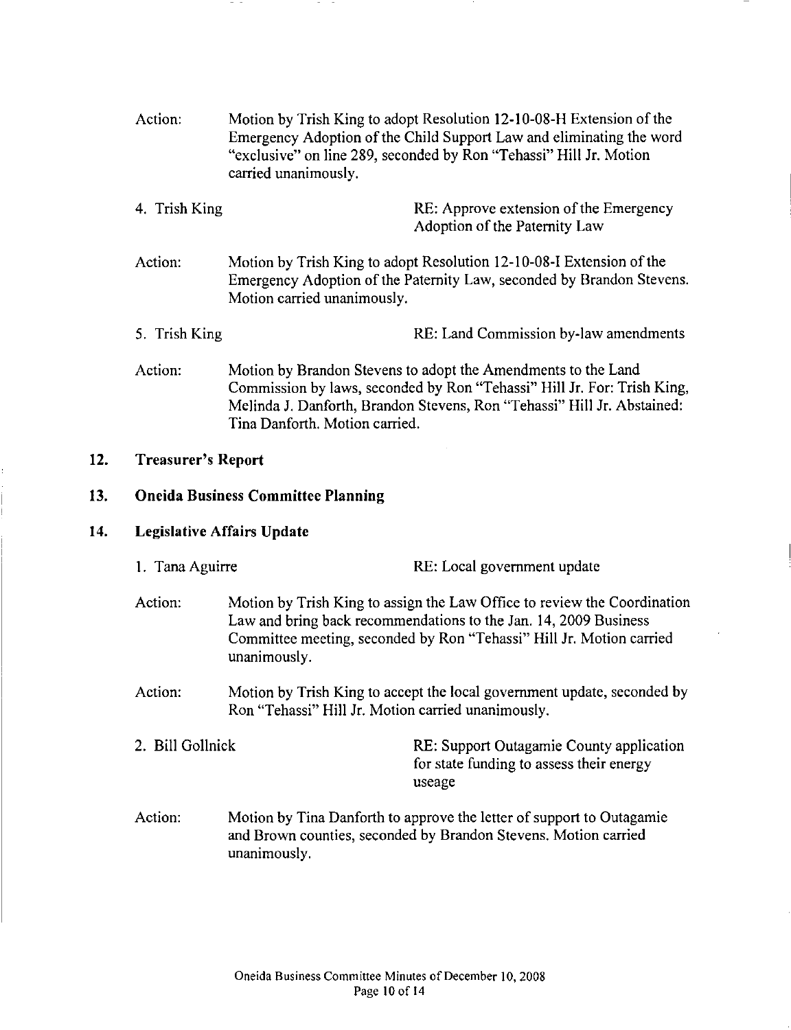Action: Motion by Trish King to adopt Resolution 12-10-08-H Extension of the Emergency Adoption of the Child Support Law and eliminating the word "exclusive" on line 289, seconded by Ron "Tehassi" Hill Jr. Motion carried unanimously.

4. Trish King — RE: Approve extension of the Emergency Adoption of the Paternity Law

Action: Motion by Trish King to adopt Resolution 12-10-08-I Extension of the Emergency Adoption of the Paternity Law, seconded by Brandon Stevens. Motion carried unanimously.

5. Trish King — RE: Land Commission by-law amendments

Action: Motion by Brandon Stevens to adopt the Amendments to the Land Commission by laws, seconded by Ron "Tehassi" Hill Jr. For: Trish King, Melinda J. Danforth, Brandon Stevens, Ron "Tehassi" Hill Jr. Abstained: Tina Danforth. Motion carried.

## 12. Treasurer's Report

## 13. Oneida Business Committee Planning

## 14. Legislative Affairs Update

1. Tana Aguirre — RE: Local government update

Action: Motion by Trish King to assign the Law Office to review the Coordination Law and bring back recommendations to the Jan. 14, 2009 Business Committee meeting, seconded by Ron "Tehassi" Hill Jr. Motion carried unanimously.

Action: Motion by Trish King to accept the local government update, seconded by Ron "Tehassi" Hill Jr. Motion carried unanimously.

2. Bill Gollnick — RE: Support Outagamie County application for state funding to assess their energy useage

Action: Motion by Tina Danforth to approve the letter of support to Outagamie and Brown counties, seconded by Brandon Stevens. Motion carried unanimously.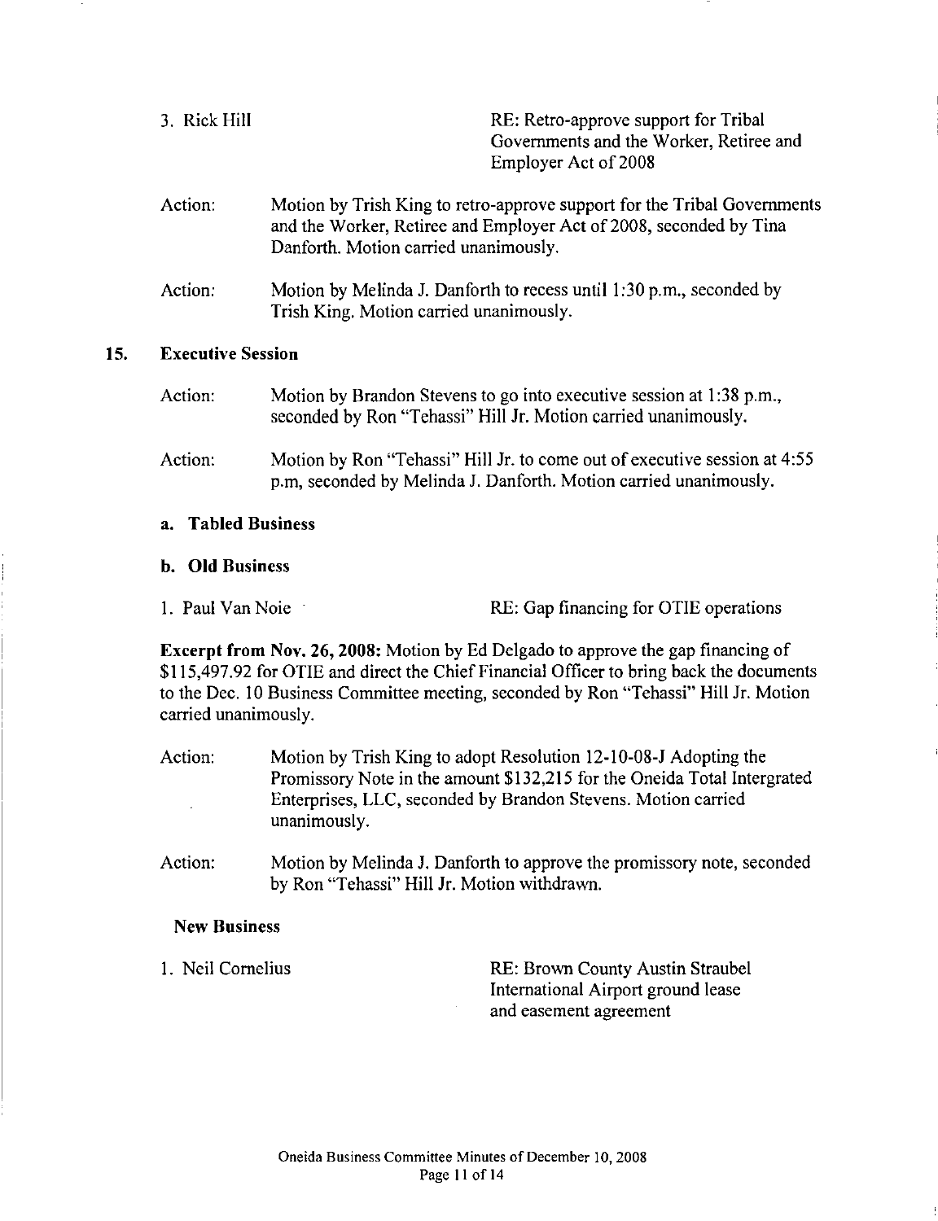3. Rick Hill RE: Retro-approve support for Tribal Governments and the Worker, Retiree and Employer Act of 2008

Action: Motion by Trish King to retro-approve support for the Tribal Governments and the Worker, Retiree and Employer Act of 2008, seconded by Tina Danforth. Motion carried unanimously.

Action: Motion by Melinda J. Danforth to recess until 1:30 p.m., seconded by Trish King. Motion carried unanimously.

## 15. Executive Session

Action: Motion by Brandon Stevens to go into executive session at 1:38 p.m., seconded by Ron "Tehassi" Hill Jr. Motion carried unanimously.

Action: Motion by Ron "Tehassi" Hill Jr. to come out of executive session at 4:55 p.m, seconded by Melinda J. Danforth. Motion carried unanimously.

### a. Tabled Business

### b. Old Business

1. Paul Van Noie RE: Gap financing for OTIE operations

**Excerpt from Nov. 26, 2008:** Motion by Ed Delgado to approve the gap financing of $115,497.92 for OTIE and direct the Chief Financial Officer to bring back the documents to the Dec. 10 Business Committee meeting, seconded by Ron "Tehassi" Hill Jr. Motion carried unanimously.

Action: Motion by Trish King to adopt Resolution 12-10-08-J Adopting the Promissory Note in the amount $132,215 for the Oneida Total Intergrated Enterprises, LLC, seconded by Brandon Stevens. Motion carried unanimously.

Action: Motion by Melinda J. Danforth to approve the promissory note, seconded by Ron "Tehassi" Hill Jr. Motion withdrawn.

### New Business

1. Neil Cornelius RE: Brown County Austin Straubel International Airport ground lease and easement agreement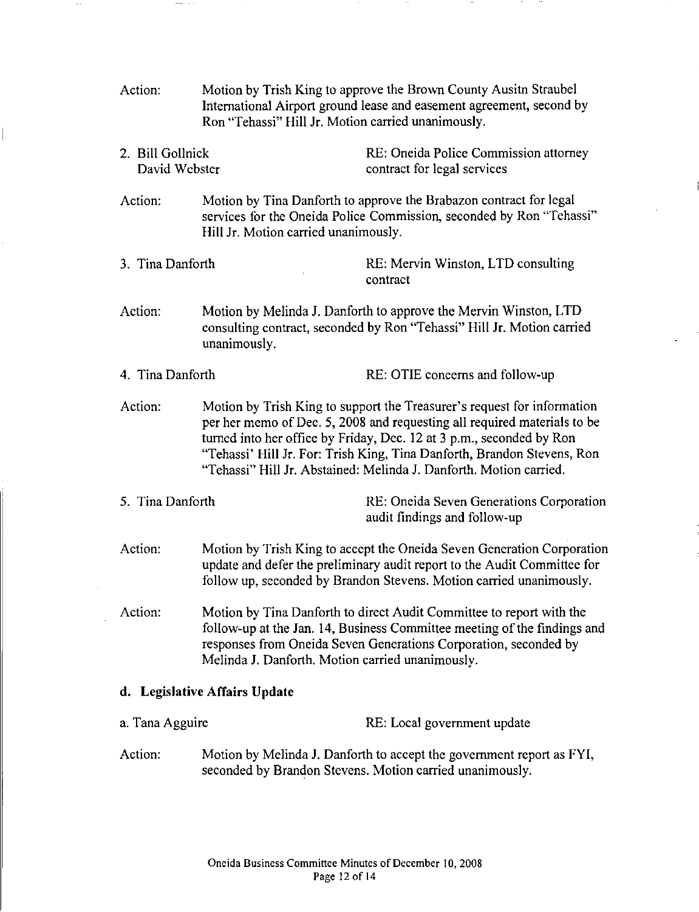Action: Motion by Trish King to approve the Brown County Ausitn Straubel International Airport ground lease and easement agreement, second by Ron "Tehassi" Hill Jr. Motion carried unanimously.

2. Bill Gollnick, David Webster — RE: Oneida Police Commission attorney contract for legal services

Action: Motion by Tina Danforth to approve the Brabazon contract for legal services for the Oneida Police Commission, seconded by Ron "Tehassi" Hill Jr. Motion carried unanimously.

3. Tina Danforth — RE: Mervin Winston, LTD consulting contract

Action: Motion by Melinda J. Danforth to approve the Mervin Winston, LTD consulting contract, seconded by Ron "Tehassi" Hill Jr. Motion carried unanimously.

4. Tina Danforth — RE: OTIE concerns and follow-up

Action: Motion by Trish King to support the Treasurer's request for information per her memo of Dec. 5, 2008 and requesting all required materials to be turned into her office by Friday, Dec. 12 at 3 p.m., seconded by Ron "Tehassi' Hill Jr. For: Trish King, Tina Danforth, Brandon Stevens, Ron "Tehassi" Hill Jr. Abstained: Melinda J. Danforth. Motion carried.

5. Tina Danforth — RE: Oneida Seven Generations Corporation audit findings and follow-up

Action: Motion by Trish King to accept the Oneida Seven Generation Corporation update and defer the preliminary audit report to the Audit Committee for follow up, seconded by Brandon Stevens. Motion carried unanimously.

Action: Motion by Tina Danforth to direct Audit Committee to report with the follow-up at the Jan. 14, Business Committee meeting of the findings and responses from Oneida Seven Generations Corporation, seconded by Melinda J. Danforth. Motion carried unanimously.

**d. Legislative Affairs Update**

a. Tana Agguire — RE: Local government update

Action: Motion by Melinda J. Danforth to accept the government report as FYI, seconded by Brandon Stevens. Motion carried unanimously.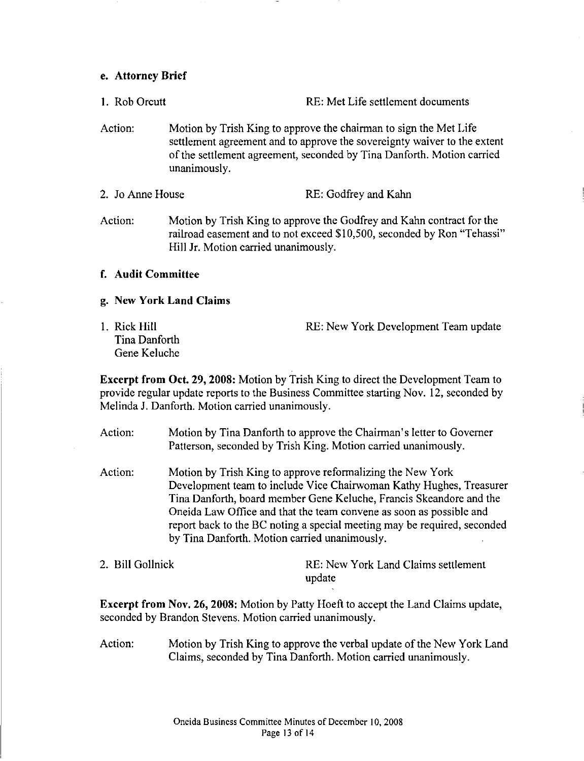### e. Attorney Brief

1. Rob Orcutt RE: Met Life settlement documents

Action: Motion by Trish King to approve the chairman to sign the Met Life settlement agreement and to approve the sovereignty waiver to the extent of the settlement agreement, seconded by Tina Danforth. Motion carried unanimously.

2. Jo Anne House RE: Godfrey and Kahn

Action: Motion by Trish King to approve the Godfrey and Kahn contract for the railroad easement and to not exceed $10,500, seconded by Ron "Tehassi" Hill Jr. Motion carried unanimously.

### f. Audit Committee

### g. New York Land Claims

1. Rick Hill
   Tina Danforth
   Gene Keluche
   RE: New York Development Team update

**Excerpt from Oct. 29, 2008:** Motion by Trish King to direct the Development Team to provide regular update reports to the Business Committee starting Nov. 12, seconded by Melinda J. Danforth. Motion carried unanimously.

Action: Motion by Tina Danforth to approve the Chairman's letter to Governer Patterson, seconded by Trish King. Motion carried unanimously.

Action: Motion by Trish King to approve reformalizing the New York Development team to include Vice Chairwoman Kathy Hughes, Treasurer Tina Danforth, board member Gene Keluche, Francis Skeandore and the Oneida Law Office and that the team convene as soon as possible and report back to the BC noting a special meeting may be required, seconded by Tina Danforth. Motion carried unanimously.

2. Bill Gollnick RE: New York Land Claims settlement update

**Excerpt from Nov. 26, 2008:** Motion by Patty Hoeft to accept the Land Claims update, seconded by Brandon Stevens. Motion carried unanimously.

Action: Motion by Trish King to approve the verbal update of the New York Land Claims, seconded by Tina Danforth. Motion carried unanimously.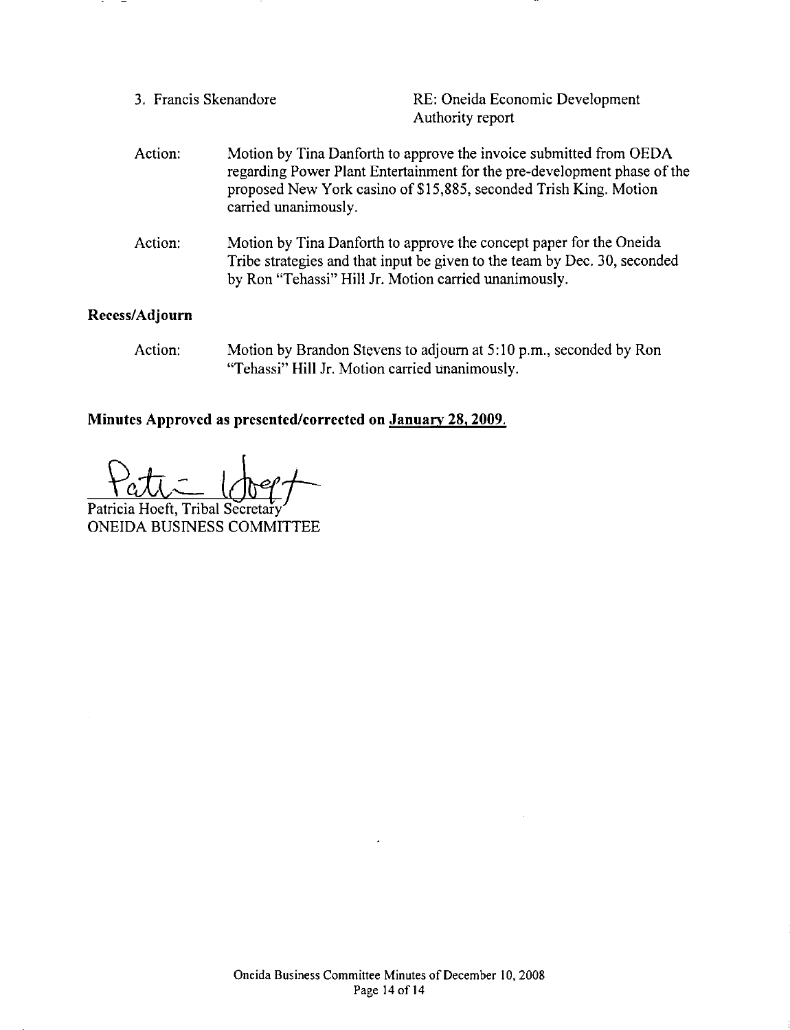3. Francis Skenandore — RE: Oneida Economic Development Authority report

Action: Motion by Tina Danforth to approve the invoice submitted from OEDA regarding Power Plant Entertainment for the pre-development phase of the proposed New York casino of $15,885, seconded Trish King. Motion carried unanimously.

Action: Motion by Tina Danforth to approve the concept paper for the Oneida Tribe strategies and that input be given to the team by Dec. 30, seconded by Ron "Tehassi" Hill Jr. Motion carried unanimously.

**Recess/Adjourn**

Action: Motion by Brandon Stevens to adjourn at 5:10 p.m., seconded by Ron "Tehassi" Hill Jr. Motion carried unanimously.

**Minutes Approved as presented/corrected on <u>January 28, 2009.</u>**

Patricia Hoeft, Tribal Secretary
ONEIDA BUSINESS COMMITTEE